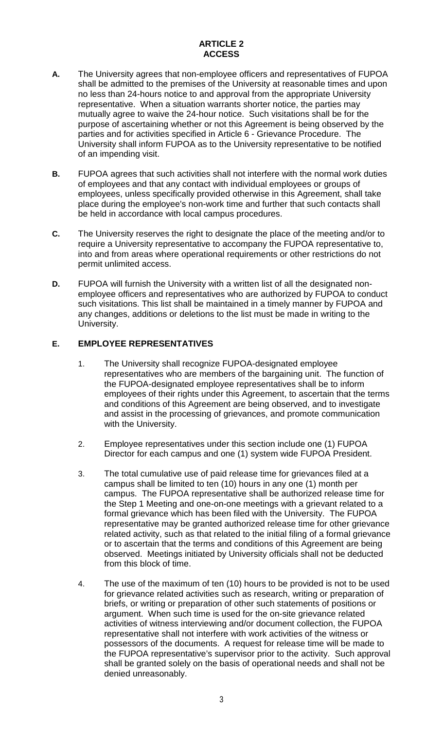# ARTICLE 2
# ACCESS

**A.** The University agrees that non-employee officers and representatives of FUPOA shall be admitted to the premises of the University at reasonable times and upon no less than 24-hours notice to and approval from the appropriate University representative. When a situation warrants shorter notice, the parties may mutually agree to waive the 24-hour notice. Such visitations shall be for the purpose of ascertaining whether or not this Agreement is being observed by the parties and for activities specified in Article 6 - Grievance Procedure. The University shall inform FUPOA as to the University representative to be notified of an impending visit.

**B.** FUPOA agrees that such activities shall not interfere with the normal work duties of employees and that any contact with individual employees or groups of employees, unless specifically provided otherwise in this Agreement, shall take place during the employee's non-work time and further that such contacts shall be held in accordance with local campus procedures.

**C.** The University reserves the right to designate the place of the meeting and/or to require a University representative to accompany the FUPOA representative to, into and from areas where operational requirements or other restrictions do not permit unlimited access.

**D.** FUPOA will furnish the University with a written list of all the designated non-employee officers and representatives who are authorized by FUPOA to conduct such visitations. This list shall be maintained in a timely manner by FUPOA and any changes, additions or deletions to the list must be made in writing to the University.

**E. EMPLOYEE REPRESENTATIVES**

1. The University shall recognize FUPOA-designated employee representatives who are members of the bargaining unit. The function of the FUPOA-designated employee representatives shall be to inform employees of their rights under this Agreement, to ascertain that the terms and conditions of this Agreement are being observed, and to investigate and assist in the processing of grievances, and promote communication with the University.

2. Employee representatives under this section include one (1) FUPOA Director for each campus and one (1) system wide FUPOA President.

3. The total cumulative use of paid release time for grievances filed at a campus shall be limited to ten (10) hours in any one (1) month per campus. The FUPOA representative shall be authorized release time for the Step 1 Meeting and one-on-one meetings with a grievant related to a formal grievance which has been filed with the University. The FUPOA representative may be granted authorized release time for other grievance related activity, such as that related to the initial filing of a formal grievance or to ascertain that the terms and conditions of this Agreement are being observed. Meetings initiated by University officials shall not be deducted from this block of time.

4. The use of the maximum of ten (10) hours to be provided is not to be used for grievance related activities such as research, writing or preparation of briefs, or writing or preparation of other such statements of positions or argument. When such time is used for the on-site grievance related activities of witness interviewing and/or document collection, the FUPOA representative shall not interfere with work activities of the witness or possessors of the documents. A request for release time will be made to the FUPOA representative's supervisor prior to the activity. Such approval shall be granted solely on the basis of operational needs and shall not be denied unreasonably.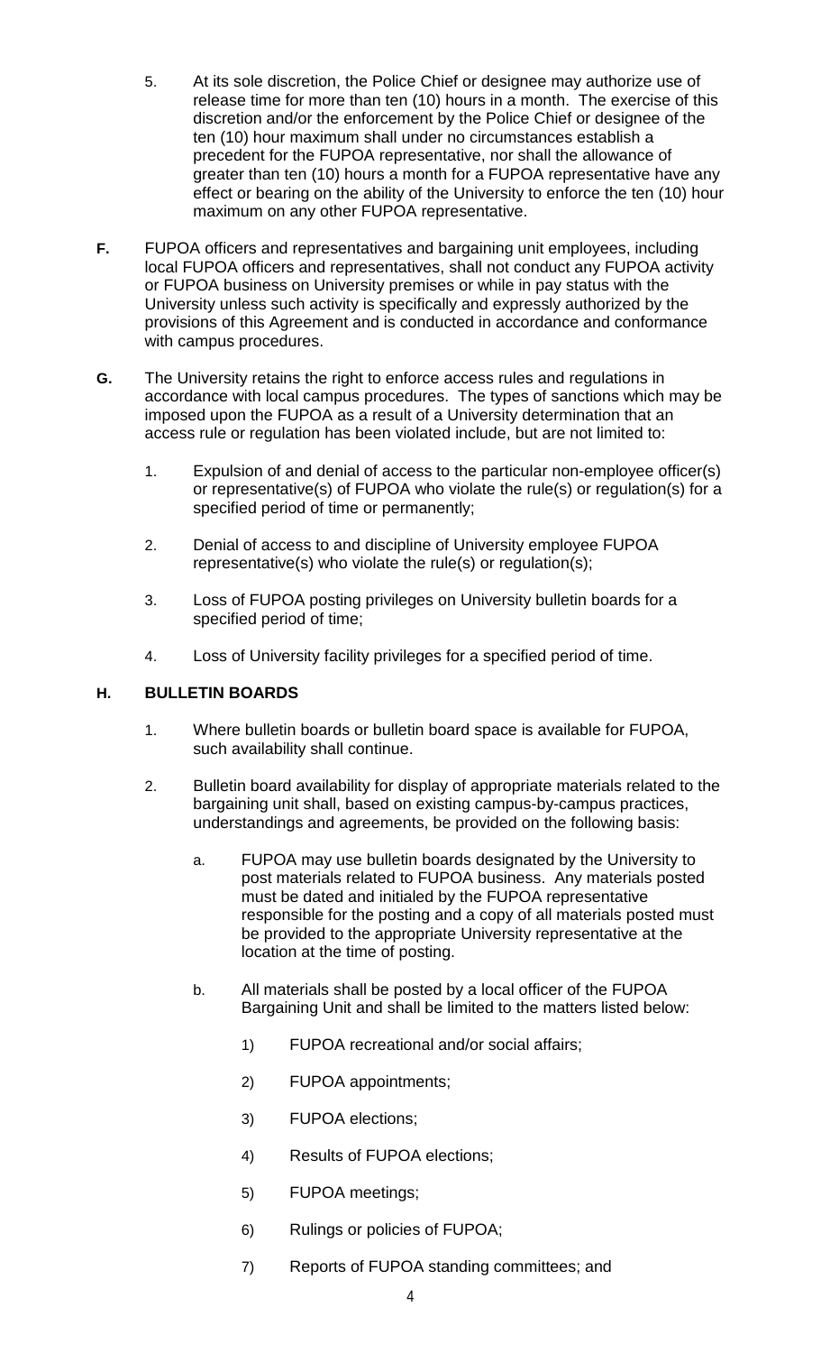5. At its sole discretion, the Police Chief or designee may authorize use of release time for more than ten (10) hours in a month. The exercise of this discretion and/or the enforcement by the Police Chief or designee of the ten (10) hour maximum shall under no circumstances establish a precedent for the FUPOA representative, nor shall the allowance of greater than ten (10) hours a month for a FUPOA representative have any effect or bearing on the ability of the University to enforce the ten (10) hour maximum on any other FUPOA representative.

**F.** FUPOA officers and representatives and bargaining unit employees, including local FUPOA officers and representatives, shall not conduct any FUPOA activity or FUPOA business on University premises or while in pay status with the University unless such activity is specifically and expressly authorized by the provisions of this Agreement and is conducted in accordance and conformance with campus procedures.

**G.** The University retains the right to enforce access rules and regulations in accordance with local campus procedures. The types of sanctions which may be imposed upon the FUPOA as a result of a University determination that an access rule or regulation has been violated include, but are not limited to:

1. Expulsion of and denial of access to the particular non-employee officer(s) or representative(s) of FUPOA who violate the rule(s) or regulation(s) for a specified period of time or permanently;

2. Denial of access to and discipline of University employee FUPOA representative(s) who violate the rule(s) or regulation(s);

3. Loss of FUPOA posting privileges on University bulletin boards for a specified period of time;

4. Loss of University facility privileges for a specified period of time.

**H. BULLETIN BOARDS**

1. Where bulletin boards or bulletin board space is available for FUPOA, such availability shall continue.

2. Bulletin board availability for display of appropriate materials related to the bargaining unit shall, based on existing campus-by-campus practices, understandings and agreements, be provided on the following basis:

   a. FUPOA may use bulletin boards designated by the University to post materials related to FUPOA business. Any materials posted must be dated and initialed by the FUPOA representative responsible for the posting and a copy of all materials posted must be provided to the appropriate University representative at the location at the time of posting.

   b. All materials shall be posted by a local officer of the FUPOA Bargaining Unit and shall be limited to the matters listed below:

      1) FUPOA recreational and/or social affairs;

      2) FUPOA appointments;

      3) FUPOA elections;

      4) Results of FUPOA elections;

      5) FUPOA meetings;

      6) Rulings or policies of FUPOA;

      7) Reports of FUPOA standing committees; and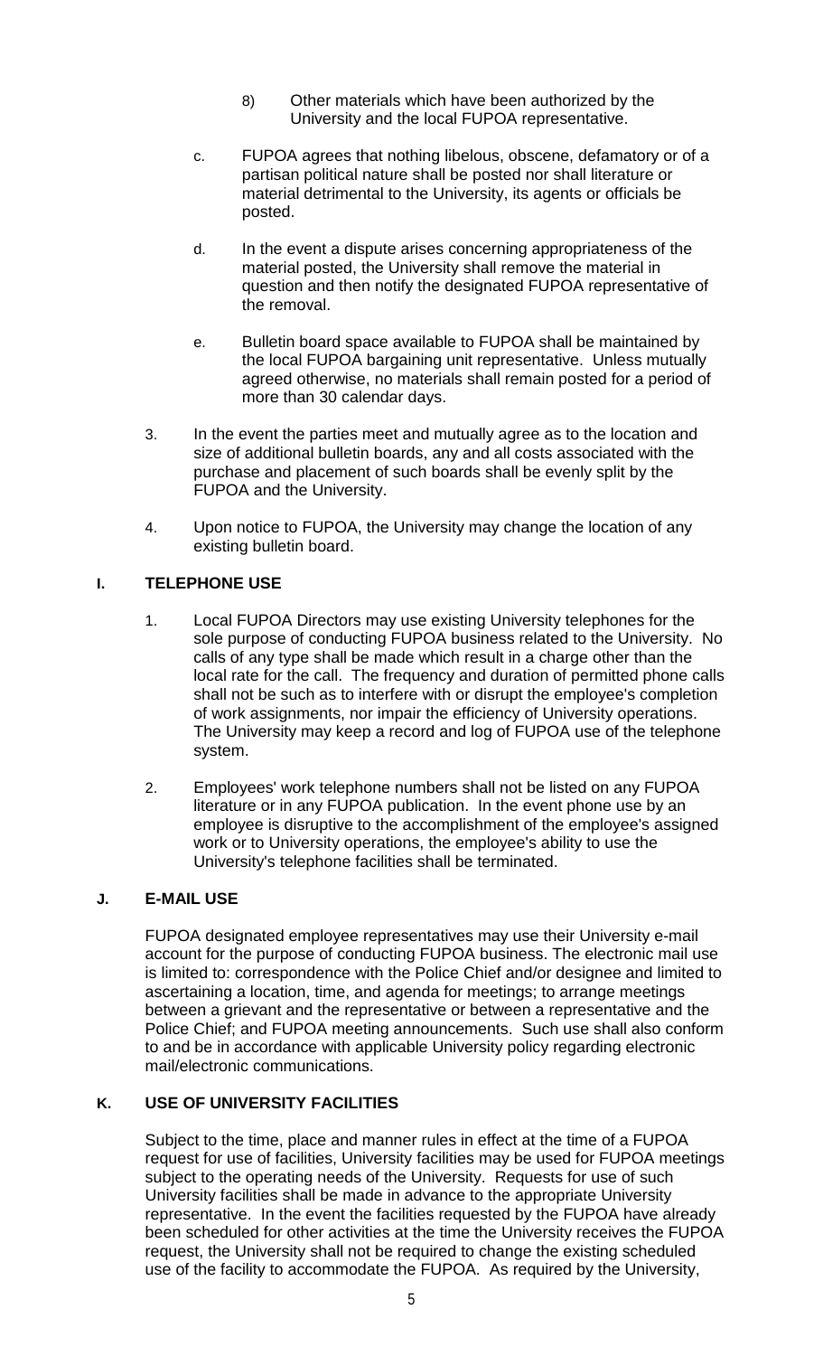8) Other materials which have been authorized by the University and the local FUPOA representative.

c. FUPOA agrees that nothing libelous, obscene, defamatory or of a partisan political nature shall be posted nor shall literature or material detrimental to the University, its agents or officials be posted.

d. In the event a dispute arises concerning appropriateness of the material posted, the University shall remove the material in question and then notify the designated FUPOA representative of the removal.

e. Bulletin board space available to FUPOA shall be maintained by the local FUPOA bargaining unit representative. Unless mutually agreed otherwise, no materials shall remain posted for a period of more than 30 calendar days.

3. In the event the parties meet and mutually agree as to the location and size of additional bulletin boards, any and all costs associated with the purchase and placement of such boards shall be evenly split by the FUPOA and the University.

4. Upon notice to FUPOA, the University may change the location of any existing bulletin board.

## I. TELEPHONE USE

1. Local FUPOA Directors may use existing University telephones for the sole purpose of conducting FUPOA business related to the University. No calls of any type shall be made which result in a charge other than the local rate for the call. The frequency and duration of permitted phone calls shall not be such as to interfere with or disrupt the employee's completion of work assignments, nor impair the efficiency of University operations. The University may keep a record and log of FUPOA use of the telephone system.

2. Employees' work telephone numbers shall not be listed on any FUPOA literature or in any FUPOA publication. In the event phone use by an employee is disruptive to the accomplishment of the employee's assigned work or to University operations, the employee's ability to use the University's telephone facilities shall be terminated.

## J. E-MAIL USE

FUPOA designated employee representatives may use their University e-mail account for the purpose of conducting FUPOA business. The electronic mail use is limited to: correspondence with the Police Chief and/or designee and limited to ascertaining a location, time, and agenda for meetings; to arrange meetings between a grievant and the representative or between a representative and the Police Chief; and FUPOA meeting announcements. Such use shall also conform to and be in accordance with applicable University policy regarding electronic mail/electronic communications.

## K. USE OF UNIVERSITY FACILITIES

Subject to the time, place and manner rules in effect at the time of a FUPOA request for use of facilities, University facilities may be used for FUPOA meetings subject to the operating needs of the University. Requests for use of such University facilities shall be made in advance to the appropriate University representative. In the event the facilities requested by the FUPOA have already been scheduled for other activities at the time the University receives the FUPOA request, the University shall not be required to change the existing scheduled use of the facility to accommodate the FUPOA. As required by the University,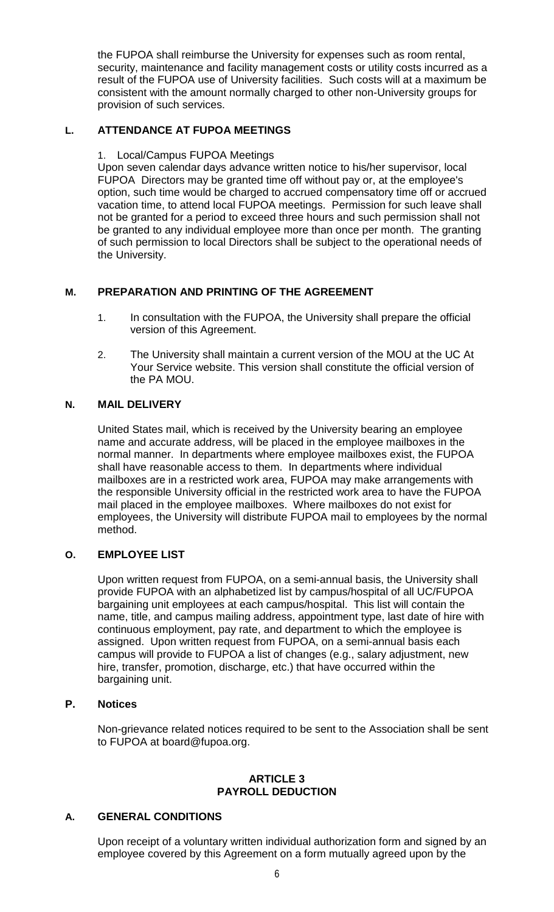the FUPOA shall reimburse the University for expenses such as room rental, security, maintenance and facility management costs or utility costs incurred as a result of the FUPOA use of University facilities. Such costs will at a maximum be consistent with the amount normally charged to other non-University groups for provision of such services.

## L. ATTENDANCE AT FUPOA MEETINGS

1. Local/Campus FUPOA Meetings

Upon seven calendar days advance written notice to his/her supervisor, local FUPOA Directors may be granted time off without pay or, at the employee's option, such time would be charged to accrued compensatory time off or accrued vacation time, to attend local FUPOA meetings. Permission for such leave shall not be granted for a period to exceed three hours and such permission shall not be granted to any individual employee more than once per month. The granting of such permission to local Directors shall be subject to the operational needs of the University.

## M. PREPARATION AND PRINTING OF THE AGREEMENT

1. In consultation with the FUPOA, the University shall prepare the official version of this Agreement.
2. The University shall maintain a current version of the MOU at the UC At Your Service website. This version shall constitute the official version of the PA MOU.

## N. MAIL DELIVERY

United States mail, which is received by the University bearing an employee name and accurate address, will be placed in the employee mailboxes in the normal manner. In departments where employee mailboxes exist, the FUPOA shall have reasonable access to them. In departments where individual mailboxes are in a restricted work area, FUPOA may make arrangements with the responsible University official in the restricted work area to have the FUPOA mail placed in the employee mailboxes. Where mailboxes do not exist for employees, the University will distribute FUPOA mail to employees by the normal method.

## O. EMPLOYEE LIST

Upon written request from FUPOA, on a semi-annual basis, the University shall provide FUPOA with an alphabetized list by campus/hospital of all UC/FUPOA bargaining unit employees at each campus/hospital. This list will contain the name, title, and campus mailing address, appointment type, last date of hire with continuous employment, pay rate, and department to which the employee is assigned. Upon written request from FUPOA, on a semi-annual basis each campus will provide to FUPOA a list of changes (e.g., salary adjustment, new hire, transfer, promotion, discharge, etc.) that have occurred within the bargaining unit.

## P. Notices

Non-grievance related notices required to be sent to the Association shall be sent to FUPOA at board@fupoa.org.

# ARTICLE 3
# PAYROLL DEDUCTION

## A. GENERAL CONDITIONS

Upon receipt of a voluntary written individual authorization form and signed by an employee covered by this Agreement on a form mutually agreed upon by the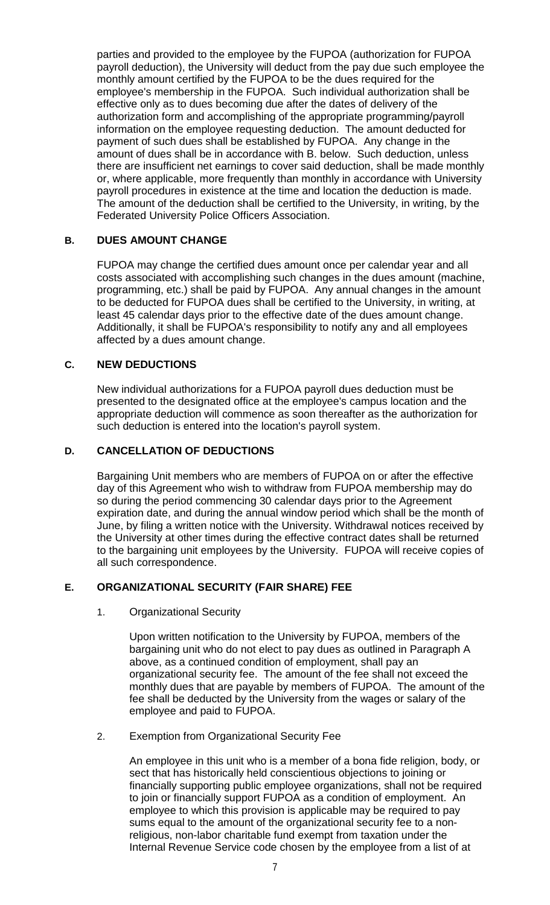parties and provided to the employee by the FUPOA (authorization for FUPOA payroll deduction), the University will deduct from the pay due such employee the monthly amount certified by the FUPOA to be the dues required for the employee's membership in the FUPOA. Such individual authorization shall be effective only as to dues becoming due after the dates of delivery of the authorization form and accomplishing of the appropriate programming/payroll information on the employee requesting deduction. The amount deducted for payment of such dues shall be established by FUPOA. Any change in the amount of dues shall be in accordance with B. below. Such deduction, unless there are insufficient net earnings to cover said deduction, shall be made monthly or, where applicable, more frequently than monthly in accordance with University payroll procedures in existence at the time and location the deduction is made. The amount of the deduction shall be certified to the University, in writing, by the Federated University Police Officers Association.

### B. DUES AMOUNT CHANGE

FUPOA may change the certified dues amount once per calendar year and all costs associated with accomplishing such changes in the dues amount (machine, programming, etc.) shall be paid by FUPOA. Any annual changes in the amount to be deducted for FUPOA dues shall be certified to the University, in writing, at least 45 calendar days prior to the effective date of the dues amount change. Additionally, it shall be FUPOA's responsibility to notify any and all employees affected by a dues amount change.

### C. NEW DEDUCTIONS

New individual authorizations for a FUPOA payroll dues deduction must be presented to the designated office at the employee's campus location and the appropriate deduction will commence as soon thereafter as the authorization for such deduction is entered into the location's payroll system.

### D. CANCELLATION OF DEDUCTIONS

Bargaining Unit members who are members of FUPOA on or after the effective day of this Agreement who wish to withdraw from FUPOA membership may do so during the period commencing 30 calendar days prior to the Agreement expiration date, and during the annual window period which shall be the month of June, by filing a written notice with the University. Withdrawal notices received by the University at other times during the effective contract dates shall be returned to the bargaining unit employees by the University. FUPOA will receive copies of all such correspondence.

### E. ORGANIZATIONAL SECURITY (FAIR SHARE) FEE

1. Organizational Security

   Upon written notification to the University by FUPOA, members of the bargaining unit who do not elect to pay dues as outlined in Paragraph A above, as a continued condition of employment, shall pay an organizational security fee. The amount of the fee shall not exceed the monthly dues that are payable by members of FUPOA. The amount of the fee shall be deducted by the University from the wages or salary of the employee and paid to FUPOA.

2. Exemption from Organizational Security Fee

   An employee in this unit who is a member of a bona fide religion, body, or sect that has historically held conscientious objections to joining or financially supporting public employee organizations, shall not be required to join or financially support FUPOA as a condition of employment. An employee to which this provision is applicable may be required to pay sums equal to the amount of the organizational security fee to a non-religious, non-labor charitable fund exempt from taxation under the Internal Revenue Service code chosen by the employee from a list of at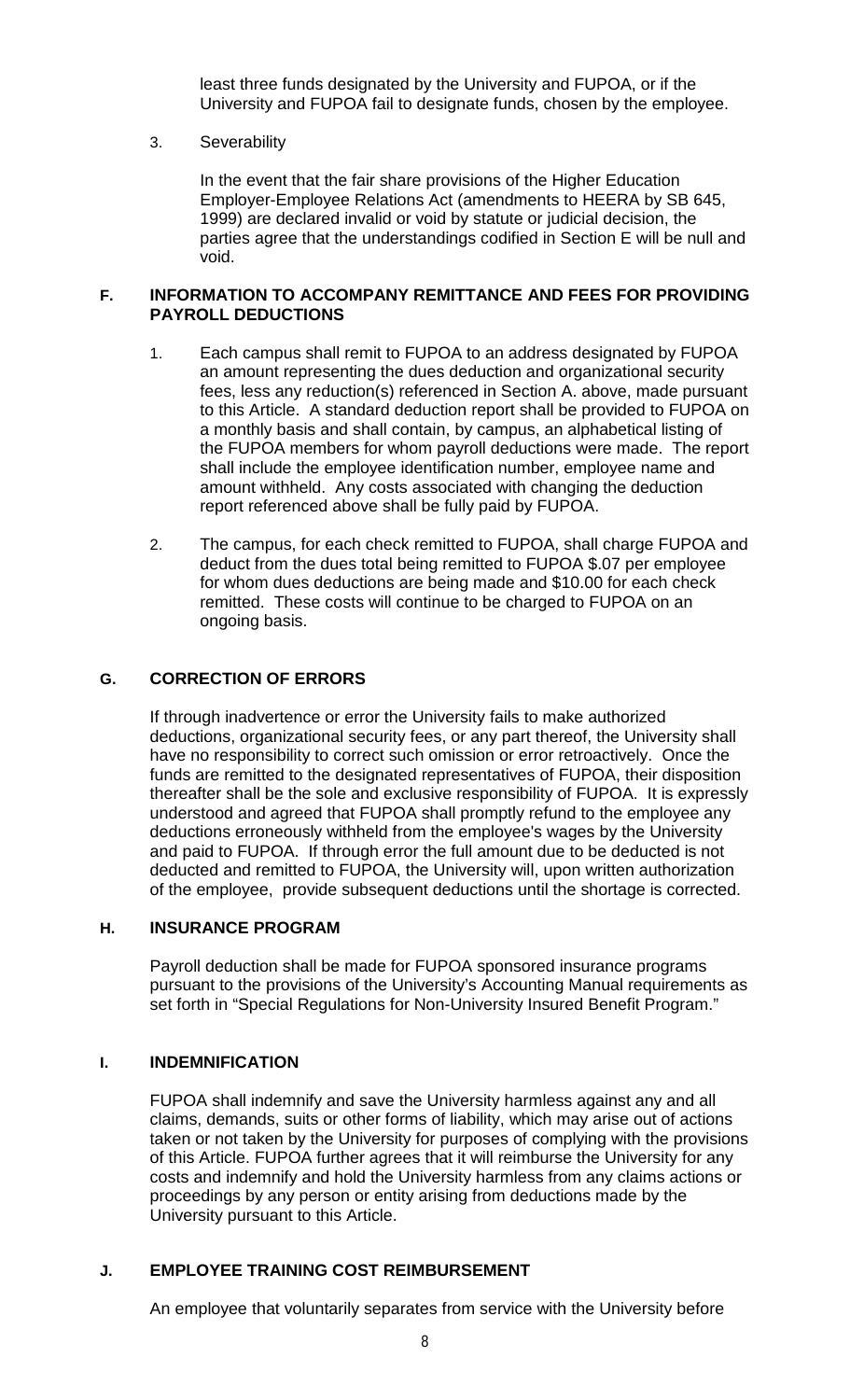least three funds designated by the University and FUPOA, or if the University and FUPOA fail to designate funds, chosen by the employee.

3. Severability

   In the event that the fair share provisions of the Higher Education Employer-Employee Relations Act (amendments to HEERA by SB 645, 1999) are declared invalid or void by statute or judicial decision, the parties agree that the understandings codified in Section E will be null and void.

## F. INFORMATION TO ACCOMPANY REMITTANCE AND FEES FOR PROVIDING PAYROLL DEDUCTIONS

1. Each campus shall remit to FUPOA to an address designated by FUPOA an amount representing the dues deduction and organizational security fees, less any reduction(s) referenced in Section A. above, made pursuant to this Article. A standard deduction report shall be provided to FUPOA on a monthly basis and shall contain, by campus, an alphabetical listing of the FUPOA members for whom payroll deductions were made. The report shall include the employee identification number, employee name and amount withheld. Any costs associated with changing the deduction report referenced above shall be fully paid by FUPOA.

2. The campus, for each check remitted to FUPOA, shall charge FUPOA and deduct from the dues total being remitted to FUPOA $.07 per employee for whom dues deductions are being made and $10.00 for each check remitted. These costs will continue to be charged to FUPOA on an ongoing basis.

## G. CORRECTION OF ERRORS

If through inadvertence or error the University fails to make authorized deductions, organizational security fees, or any part thereof, the University shall have no responsibility to correct such omission or error retroactively. Once the funds are remitted to the designated representatives of FUPOA, their disposition thereafter shall be the sole and exclusive responsibility of FUPOA. It is expressly understood and agreed that FUPOA shall promptly refund to the employee any deductions erroneously withheld from the employee's wages by the University and paid to FUPOA. If through error the full amount due to be deducted is not deducted and remitted to FUPOA, the University will, upon written authorization of the employee, provide subsequent deductions until the shortage is corrected.

## H. INSURANCE PROGRAM

Payroll deduction shall be made for FUPOA sponsored insurance programs pursuant to the provisions of the University's Accounting Manual requirements as set forth in "Special Regulations for Non-University Insured Benefit Program."

## I. INDEMNIFICATION

FUPOA shall indemnify and save the University harmless against any and all claims, demands, suits or other forms of liability, which may arise out of actions taken or not taken by the University for purposes of complying with the provisions of this Article. FUPOA further agrees that it will reimburse the University for any costs and indemnify and hold the University harmless from any claims actions or proceedings by any person or entity arising from deductions made by the University pursuant to this Article.

## J. EMPLOYEE TRAINING COST REIMBURSEMENT

An employee that voluntarily separates from service with the University before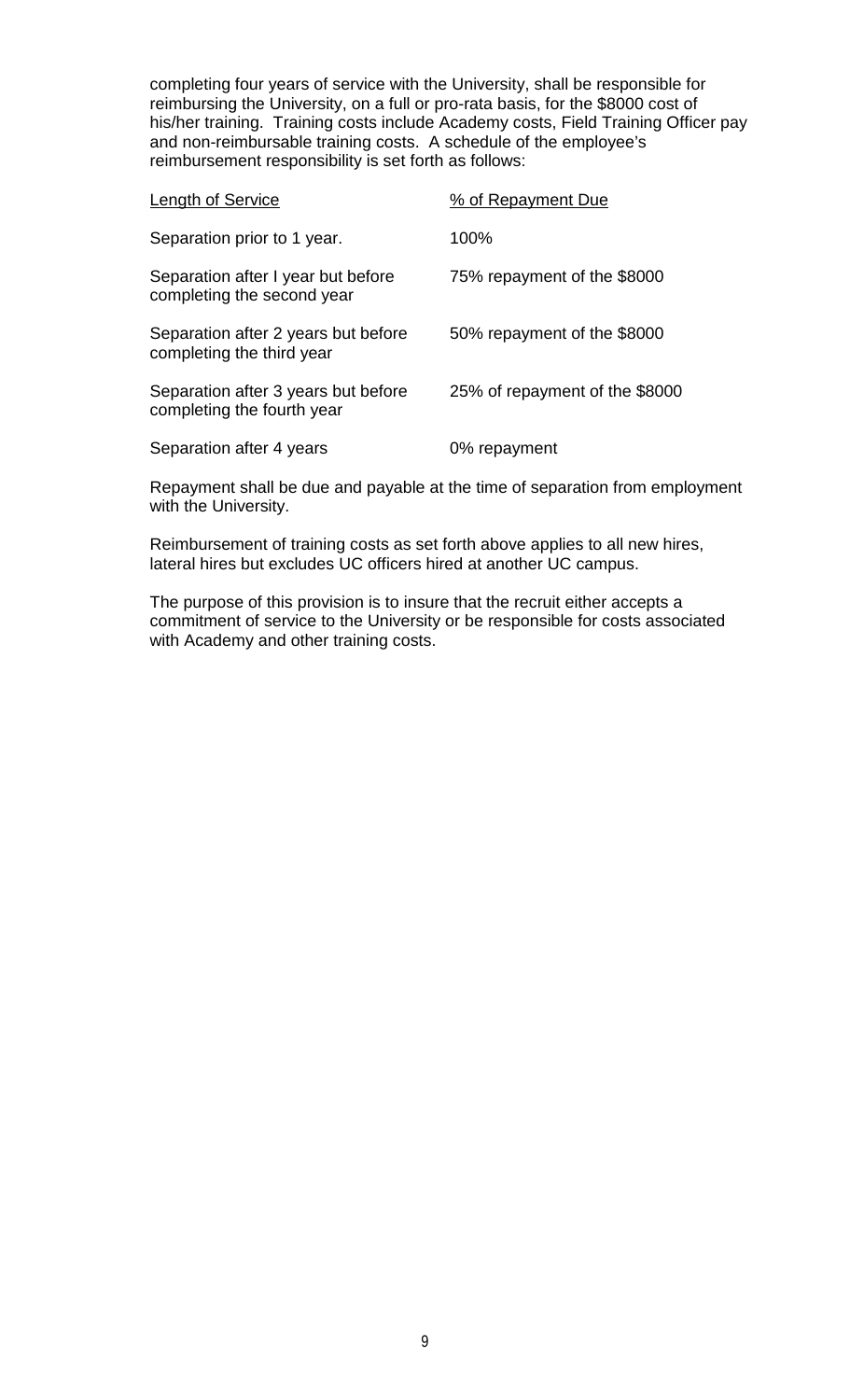completing four years of service with the University, shall be responsible for reimbursing the University, on a full or pro-rata basis, for the $8000 cost of his/her training. Training costs include Academy costs, Field Training Officer pay and non-reimbursable training costs. A schedule of the employee's reimbursement responsibility is set forth as follows:

| Length of Service | % of Repayment Due |
|---|---|
| Separation prior to 1 year. | 100% |
| Separation after I year but before completing the second year | 75% repayment of the $8000 |
| Separation after 2 years but before completing the third year | 50% repayment of the $8000 |
| Separation after 3 years but before completing the fourth year | 25% of repayment of the $8000 |
| Separation after 4 years | 0% repayment |

Repayment shall be due and payable at the time of separation from employment with the University.

Reimbursement of training costs as set forth above applies to all new hires, lateral hires but excludes UC officers hired at another UC campus.

The purpose of this provision is to insure that the recruit either accepts a commitment of service to the University or be responsible for costs associated with Academy and other training costs.